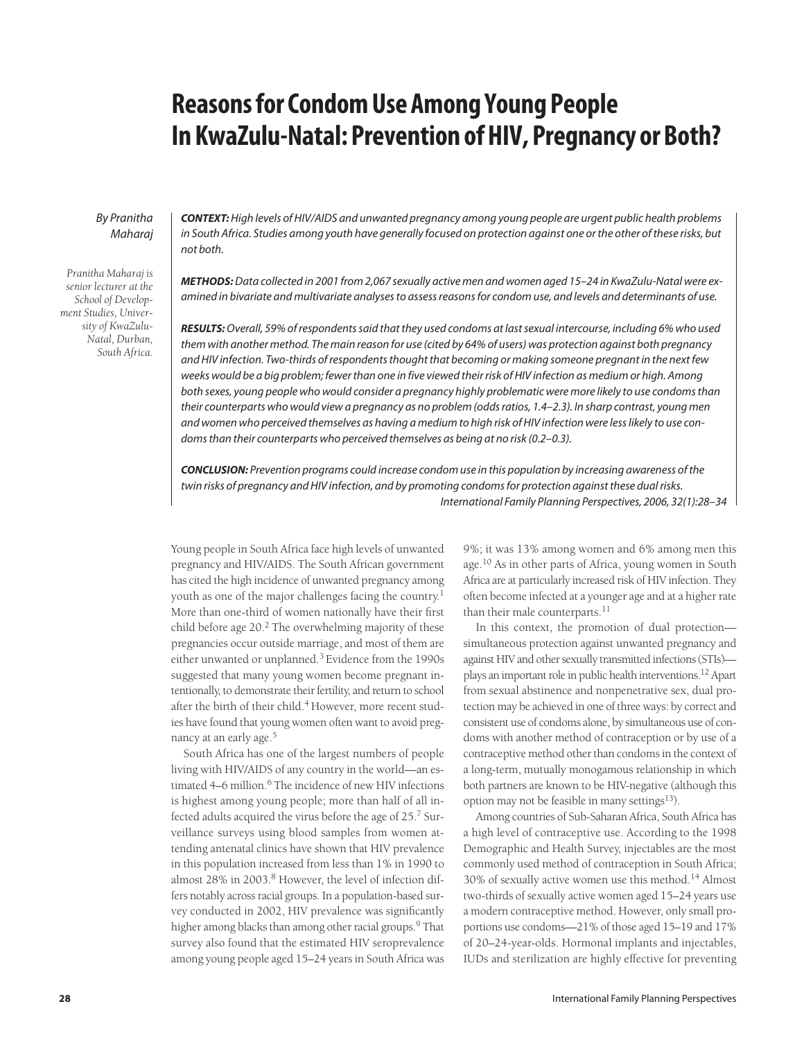# Reasons for Condom Use Among Young People In KwaZulu-Natal: Prevention of HIV, Pregnancy or Both?

*By Pranitha Maharaj*

*Pranitha Maharaj is senior lecturer at the School of Development Studies, University of KwaZulu-Natal, Durban, South Africa.*

***CONTEXT:*** *High levels of HIV/AIDS and unwanted pregnancy among young people are urgent public health problems in South Africa. Studies among youth have generally focused on protection against one or the other of these risks, but not both.*

***METHODS:*** *Data collected in 2001 from 2,067 sexually active men and women aged 15–24 in KwaZulu-Natal were examined in bivariate and multivariate analyses to assess reasons for condom use, and levels and determinants of use.*

***RESULTS:*** *Overall, 59% of respondents said that they used condoms at last sexual intercourse, including 6% who used them with another method. The main reason for use (cited by 64% of users) was protection against both pregnancy and HIV infection. Two-thirds of respondents thought that becoming or making someone pregnant in the next few weeks would be a big problem; fewer than one in five viewed their risk of HIV infection as medium or high. Among both sexes, young people who would consider a pregnancy highly problematic were more likely to use condoms than their counterparts who would view a pregnancy as no problem (odds ratios, 1.4–2.3). In sharp contrast, young men and women who perceived themselves as having a medium to high risk of HIV infection were less likely to use condoms than their counterparts who perceived themselves as being at no risk (0.2–0.3).*

***CONCLUSION:*** *Prevention programs could increase condom use in this population by increasing awareness of the twin risks of pregnancy and HIV infection, and by promoting condoms for protection against these dual risks.*

*International Family Planning Perspectives, 2006, 32(1):28–34*

Young people in South Africa face high levels of unwanted pregnancy and HIV/AIDS. The South African government has cited the high incidence of unwanted pregnancy among youth as one of the major challenges facing the country.[1] More than one-third of women nationally have their first child before age 20.[2] The overwhelming majority of these pregnancies occur outside marriage, and most of them are either unwanted or unplanned.[3] Evidence from the 1990s suggested that many young women become pregnant intentionally, to demonstrate their fertility, and return to school after the birth of their child.[4] However, more recent studies have found that young women often want to avoid pregnancy at an early age.[5]

South Africa has one of the largest numbers of people living with HIV/AIDS of any country in the world—an estimated 4–6 million.[6] The incidence of new HIV infections is highest among young people; more than half of all infected adults acquired the virus before the age of 25.[7] Surveillance surveys using blood samples from women attending antenatal clinics have shown that HIV prevalence in this population increased from less than 1% in 1990 to almost 28% in 2003.[8] However, the level of infection differs notably across racial groups. In a population-based survey conducted in 2002, HIV prevalence was significantly higher among blacks than among other racial groups.[9] That survey also found that the estimated HIV seroprevalence among young people aged 15–24 years in South Africa was 9%; it was 13% among women and 6% among men this age.[10] As in other parts of Africa, young women in South Africa are at particularly increased risk of HIV infection. They often become infected at a younger age and at a higher rate than their male counterparts.[11]

In this context, the promotion of dual protection—simultaneous protection against unwanted pregnancy and against HIV and other sexually transmitted infections (STIs)—plays an important role in public health interventions.[12] Apart from sexual abstinence and nonpenetrative sex, dual protection may be achieved in one of three ways: by correct and consistent use of condoms alone, by simultaneous use of condoms with another method of contraception or by use of a contraceptive method other than condoms in the context of a long-term, mutually monogamous relationship in which both partners are known to be HIV-negative (although this option may not be feasible in many settings[13]).

Among countries of Sub-Saharan Africa, South Africa has a high level of contraceptive use. According to the 1998 Demographic and Health Survey, injectables are the most commonly used method of contraception in South Africa; 30% of sexually active women use this method.[14] Almost two-thirds of sexually active women aged 15–24 years use a modern contraceptive method. However, only small proportions use condoms—21% of those aged 15–19 and 17% of 20–24-year-olds. Hormonal implants and injectables, IUDs and sterilization are highly effective for preventing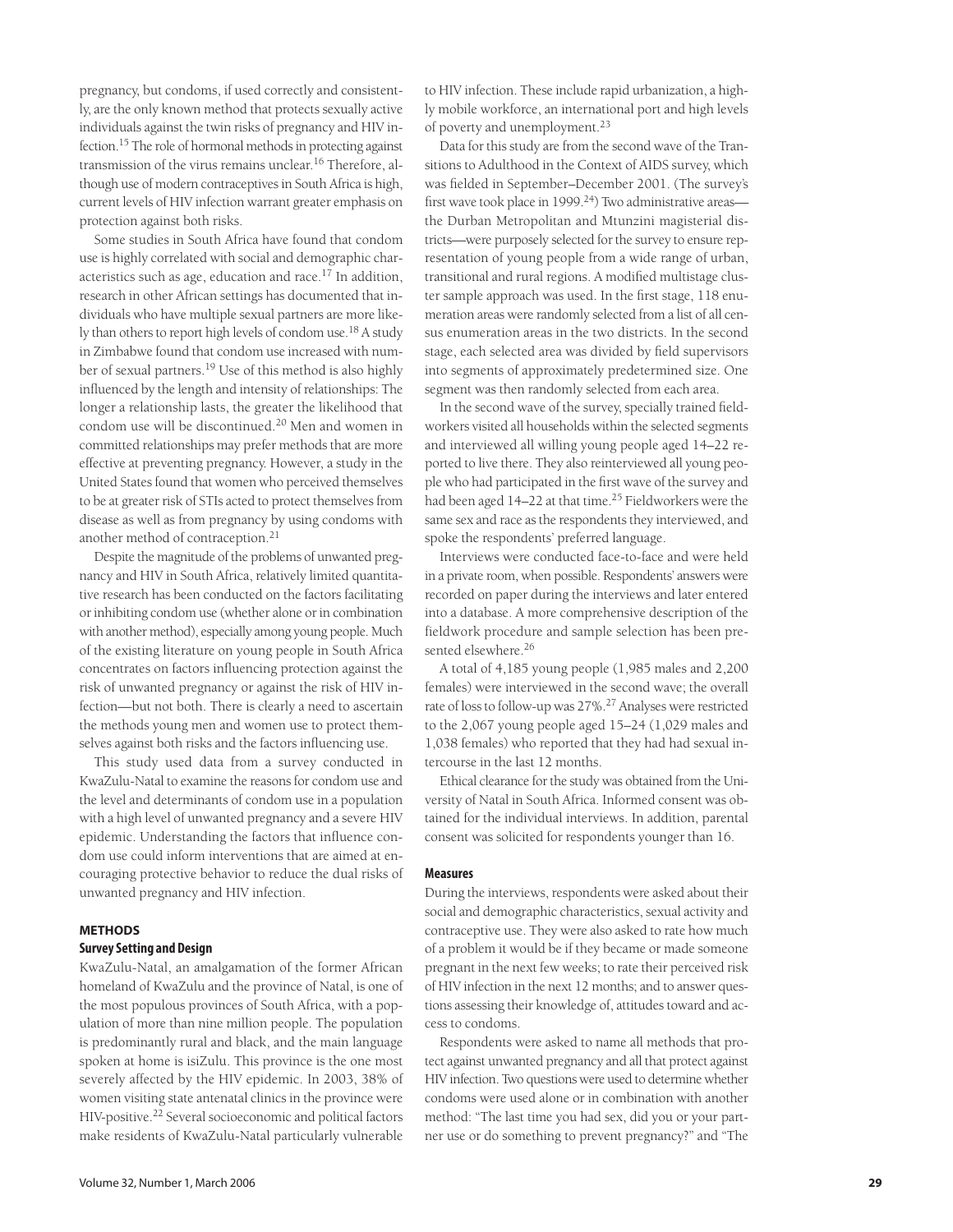pregnancy, but condoms, if used correctly and consistently, are the only known method that protects sexually active individuals against the twin risks of pregnancy and HIV infection.[15] The role of hormonal methods in protecting against transmission of the virus remains unclear.[16] Therefore, although use of modern contraceptives in South Africa is high, current levels of HIV infection warrant greater emphasis on protection against both risks.

Some studies in South Africa have found that condom use is highly correlated with social and demographic characteristics such as age, education and race.[17] In addition, research in other African settings has documented that individuals who have multiple sexual partners are more likely than others to report high levels of condom use.[18] A study in Zimbabwe found that condom use increased with number of sexual partners.[19] Use of this method is also highly influenced by the length and intensity of relationships: The longer a relationship lasts, the greater the likelihood that condom use will be discontinued.[20] Men and women in committed relationships may prefer methods that are more effective at preventing pregnancy. However, a study in the United States found that women who perceived themselves to be at greater risk of STIs acted to protect themselves from disease as well as from pregnancy by using condoms with another method of contraception.[21]

Despite the magnitude of the problems of unwanted pregnancy and HIV in South Africa, relatively limited quantitative research has been conducted on the factors facilitating or inhibiting condom use (whether alone or in combination with another method), especially among young people. Much of the existing literature on young people in South Africa concentrates on factors influencing protection against the risk of unwanted pregnancy or against the risk of HIV infection—but not both. There is clearly a need to ascertain the methods young men and women use to protect themselves against both risks and the factors influencing use.

This study used data from a survey conducted in KwaZulu-Natal to examine the reasons for condom use and the level and determinants of condom use in a population with a high level of unwanted pregnancy and a severe HIV epidemic. Understanding the factors that influence condom use could inform interventions that are aimed at encouraging protective behavior to reduce the dual risks of unwanted pregnancy and HIV infection.

## METHODS

### Survey Setting and Design

KwaZulu-Natal, an amalgamation of the former African homeland of KwaZulu and the province of Natal, is one of the most populous provinces of South Africa, with a population of more than nine million people. The population is predominantly rural and black, and the main language spoken at home is isiZulu. This province is the one most severely affected by the HIV epidemic. In 2003, 38% of women visiting state antenatal clinics in the province were HIV-positive.[22] Several socioeconomic and political factors make residents of KwaZulu-Natal particularly vulnerable to HIV infection. These include rapid urbanization, a highly mobile workforce, an international port and high levels of poverty and unemployment.[23]

Data for this study are from the second wave of the Transitions to Adulthood in the Context of AIDS survey, which was fielded in September–December 2001. (The survey's first wave took place in 1999.[24]) Two administrative areas—the Durban Metropolitan and Mtunzini magisterial districts—were purposely selected for the survey to ensure representation of young people from a wide range of urban, transitional and rural regions. A modified multistage cluster sample approach was used. In the first stage, 118 enumeration areas were randomly selected from a list of all census enumeration areas in the two districts. In the second stage, each selected area was divided by field supervisors into segments of approximately predetermined size. One segment was then randomly selected from each area.

In the second wave of the survey, specially trained fieldworkers visited all households within the selected segments and interviewed all willing young people aged 14–22 reported to live there. They also reinterviewed all young people who had participated in the first wave of the survey and had been aged 14–22 at that time.[25] Fieldworkers were the same sex and race as the respondents they interviewed, and spoke the respondents' preferred language.

Interviews were conducted face-to-face and were held in a private room, when possible. Respondents' answers were recorded on paper during the interviews and later entered into a database. A more comprehensive description of the fieldwork procedure and sample selection has been presented elsewhere.[26]

A total of 4,185 young people (1,985 males and 2,200 females) were interviewed in the second wave; the overall rate of loss to follow-up was 27%.[27] Analyses were restricted to the 2,067 young people aged 15–24 (1,029 males and 1,038 females) who reported that they had had sexual intercourse in the last 12 months.

Ethical clearance for the study was obtained from the University of Natal in South Africa. Informed consent was obtained for the individual interviews. In addition, parental consent was solicited for respondents younger than 16.

### Measures

During the interviews, respondents were asked about their social and demographic characteristics, sexual activity and contraceptive use. They were also asked to rate how much of a problem it would be if they became or made someone pregnant in the next few weeks; to rate their perceived risk of HIV infection in the next 12 months; and to answer questions assessing their knowledge of, attitudes toward and access to condoms.

Respondents were asked to name all methods that protect against unwanted pregnancy and all that protect against HIV infection. Two questions were used to determine whether condoms were used alone or in combination with another method: "The last time you had sex, did you or your partner use or do something to prevent pregnancy?" and "The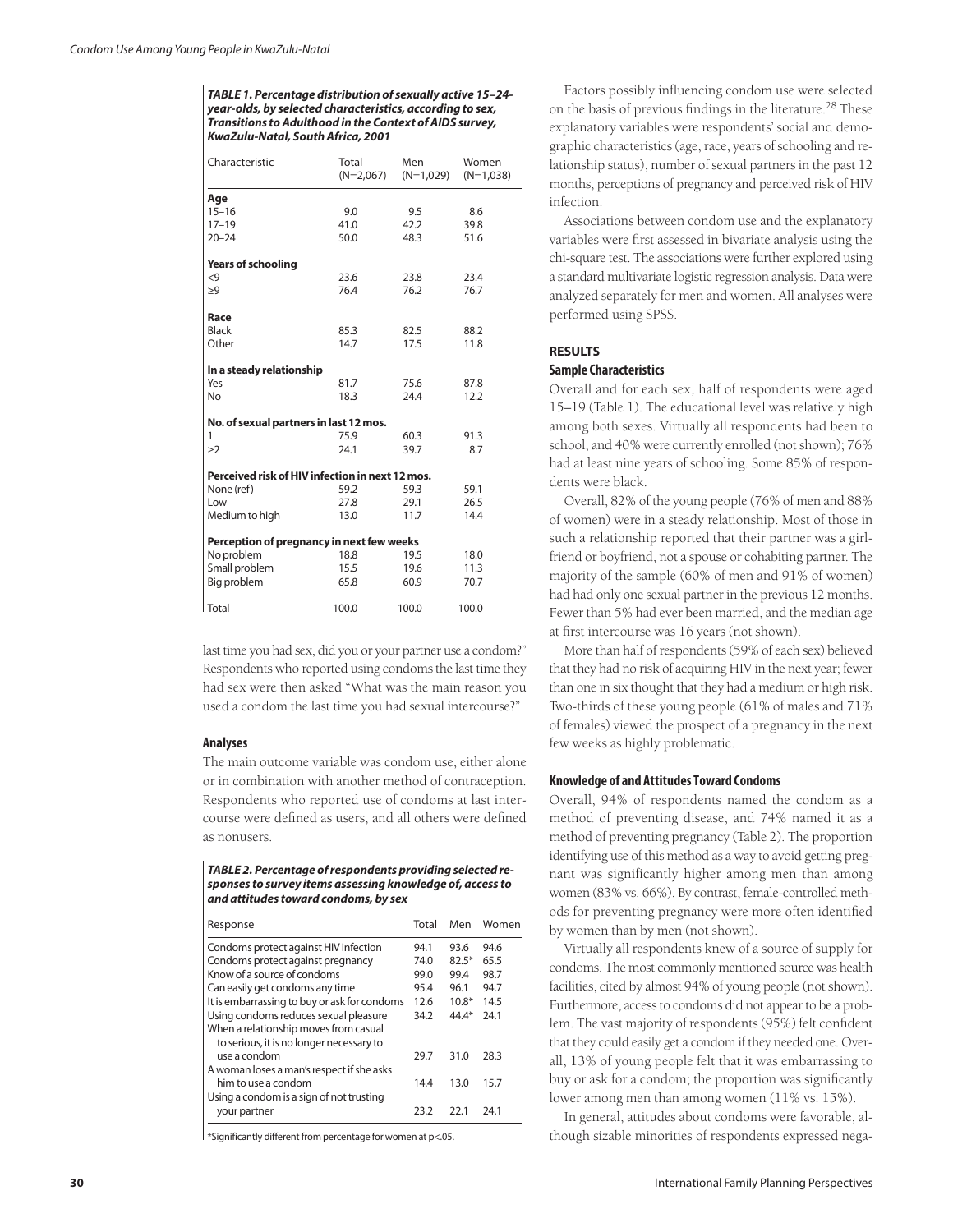**TABLE 1. Percentage distribution of sexually active 15–24-year-olds, by selected characteristics, according to sex, Transitions to Adulthood in the Context of AIDS survey, KwaZulu-Natal, South Africa, 2001**

| Characteristic | Total (N=2,067) | Men (N=1,029) | Women (N=1,038) |
|---|---|---|---|
| **Age** | | | |
| 15–16 | 9.0 | 9.5 | 8.6 |
| 17–19 | 41.0 | 42.2 | 39.8 |
| 20–24 | 50.0 | 48.3 | 51.6 |
| **Years of schooling** | | | |
| <9 | 23.6 | 23.8 | 23.4 |
| ≥9 | 76.4 | 76.2 | 76.7 |
| **Race** | | | |
| Black | 85.3 | 82.5 | 88.2 |
| Other | 14.7 | 17.5 | 11.8 |
| **In a steady relationship** | | | |
| Yes | 81.7 | 75.6 | 87.8 |
| No | 18.3 | 24.4 | 12.2 |
| **No. of sexual partners in last 12 mos.** | | | |
| 1 | 75.9 | 60.3 | 91.3 |
| ≥2 | 24.1 | 39.7 | 8.7 |
| **Perceived risk of HIV infection in next 12 mos.** | | | |
| None (ref) | 59.2 | 59.3 | 59.1 |
| Low | 27.8 | 29.1 | 26.5 |
| Medium to high | 13.0 | 11.7 | 14.4 |
| **Perception of pregnancy in next few weeks** | | | |
| No problem | 18.8 | 19.5 | 18.0 |
| Small problem | 15.5 | 19.6 | 11.3 |
| Big problem | 65.8 | 60.9 | 70.7 |
| Total | 100.0 | 100.0 | 100.0 |

last time you had sex, did you or your partner use a condom?" Respondents who reported using condoms the last time they had sex were then asked "What was the main reason you used a condom the last time you had sexual intercourse?"

### Analyses

The main outcome variable was condom use, either alone or in combination with another method of contraception. Respondents who reported use of condoms at last intercourse were defined as users, and all others were defined as nonusers.

**TABLE 2. Percentage of respondents providing selected responses to survey items assessing knowledge of, access to and attitudes toward condoms, by sex**

| Response | Total | Men | Women |
|---|---|---|---|
| Condoms protect against HIV infection | 94.1 | 93.6 | 94.6 |
| Condoms protect against pregnancy | 74.0 | 82.5* | 65.5 |
| Know of a source of condoms | 99.0 | 99.4 | 98.7 |
| Can easily get condoms any time | 95.4 | 96.1 | 94.7 |
| It is embarrassing to buy or ask for condoms | 12.6 | 10.8* | 14.5 |
| Using condoms reduces sexual pleasure | 34.2 | 44.4* | 24.1 |
| When a relationship moves from casual to serious, it is no longer necessary to use a condom | 29.7 | 31.0 | 28.3 |
| A woman loses a man's respect if she asks him to use a condom | 14.4 | 13.0 | 15.7 |
| Using a condom is a sign of not trusting your partner | 23.2 | 22.1 | 24.1 |

*Significantly different from percentage for women at p<.05.

Factors possibly influencing condom use were selected on the basis of previous findings in the literature.[28] These explanatory variables were respondents' social and demographic characteristics (age, race, years of schooling and relationship status), number of sexual partners in the past 12 months, perceptions of pregnancy and perceived risk of HIV infection.

Associations between condom use and the explanatory variables were first assessed in bivariate analysis using the chi-square test. The associations were further explored using a standard multivariate logistic regression analysis. Data were analyzed separately for men and women. All analyses were performed using SPSS.

## RESULTS

### Sample Characteristics

Overall and for each sex, half of respondents were aged 15–19 (Table 1). The educational level was relatively high among both sexes. Virtually all respondents had been to school, and 40% were currently enrolled (not shown); 76% had at least nine years of schooling. Some 85% of respondents were black.

Overall, 82% of the young people (76% of men and 88% of women) were in a steady relationship. Most of those in such a relationship reported that their partner was a girlfriend or boyfriend, not a spouse or cohabiting partner. The majority of the sample (60% of men and 91% of women) had had only one sexual partner in the previous 12 months. Fewer than 5% had ever been married, and the median age at first intercourse was 16 years (not shown).

More than half of respondents (59% of each sex) believed that they had no risk of acquiring HIV in the next year; fewer than one in six thought that they had a medium or high risk. Two-thirds of these young people (61% of males and 71% of females) viewed the prospect of a pregnancy in the next few weeks as highly problematic.

### Knowledge of and Attitudes Toward Condoms

Overall, 94% of respondents named the condom as a method of preventing disease, and 74% named it as a method of preventing pregnancy (Table 2). The proportion identifying use of this method as a way to avoid getting pregnant was significantly higher among men than among women (83% vs. 66%). By contrast, female-controlled methods for preventing pregnancy were more often identified by women than by men (not shown).

Virtually all respondents knew of a source of supply for condoms. The most commonly mentioned source was health facilities, cited by almost 94% of young people (not shown). Furthermore, access to condoms did not appear to be a problem. The vast majority of respondents (95%) felt confident that they could easily get a condom if they needed one. Overall, 13% of young people felt that it was embarrassing to buy or ask for a condom; the proportion was significantly lower among men than among women (11% vs. 15%).

In general, attitudes about condoms were favorable, although sizable minorities of respondents expressed nega-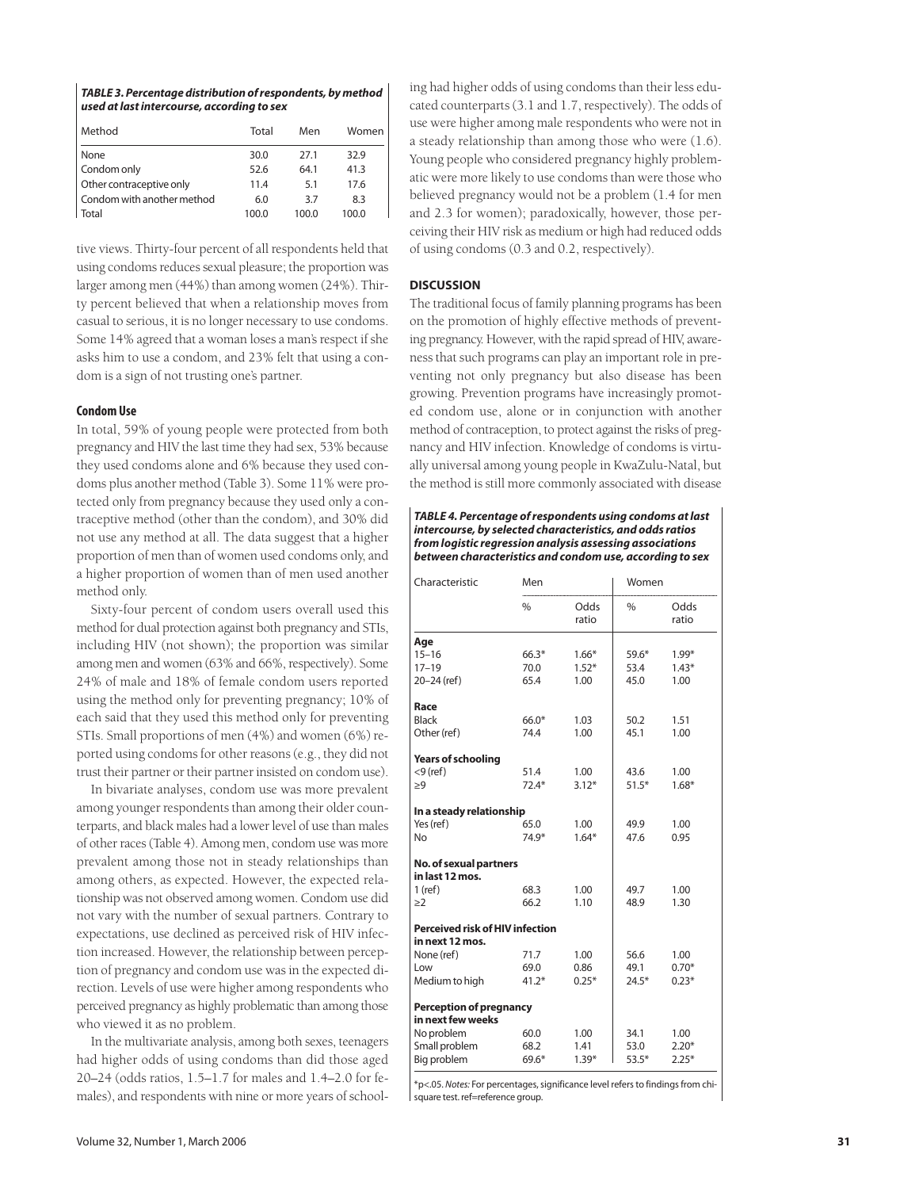***TABLE 3. Percentage distribution of respondents, by method used at last intercourse, according to sex***

| Method | Total | Men | Women |
|---|---|---|---|
| None | 30.0 | 27.1 | 32.9 |
| Condom only | 52.6 | 64.1 | 41.3 |
| Other contraceptive only | 11.4 | 5.1 | 17.6 |
| Condom with another method | 6.0 | 3.7 | 8.3 |
| Total | 100.0 | 100.0 | 100.0 |

tive views. Thirty-four percent of all respondents held that using condoms reduces sexual pleasure; the proportion was larger among men (44%) than among women (24%). Thirty percent believed that when a relationship moves from casual to serious, it is no longer necessary to use condoms. Some 14% agreed that a woman loses a man's respect if she asks him to use a condom, and 23% felt that using a condom is a sign of not trusting one's partner.

### Condom Use

In total, 59% of young people were protected from both pregnancy and HIV the last time they had sex, 53% because they used condoms alone and 6% because they used condoms plus another method (Table 3). Some 11% were protected only from pregnancy because they used only a contraceptive method (other than the condom), and 30% did not use any method at all. The data suggest that a higher proportion of men than of women used condoms only, and a higher proportion of women than of men used another method only.

Sixty-four percent of condom users overall used this method for dual protection against both pregnancy and STIs, including HIV (not shown); the proportion was similar among men and women (63% and 66%, respectively). Some 24% of male and 18% of female condom users reported using the method only for preventing pregnancy; 10% of each said that they used this method only for preventing STIs. Small proportions of men (4%) and women (6%) reported using condoms for other reasons (e.g., they did not trust their partner or their partner insisted on condom use).

In bivariate analyses, condom use was more prevalent among younger respondents than among their older counterparts, and black males had a lower level of use than males of other races (Table 4). Among men, condom use was more prevalent among those not in steady relationships than among others, as expected. However, the expected relationship was not observed among women. Condom use did not vary with the number of sexual partners. Contrary to expectations, use declined as perceived risk of HIV infection increased. However, the relationship between perception of pregnancy and condom use was in the expected direction. Levels of use were higher among respondents who perceived pregnancy as highly problematic than among those who viewed it as no problem.

In the multivariate analysis, among both sexes, teenagers had higher odds of using condoms than did those aged 20–24 (odds ratios, 1.5–1.7 for males and 1.4–2.0 for females), and respondents with nine or more years of schooling had higher odds of using condoms than their less educated counterparts (3.1 and 1.7, respectively). The odds of use were higher among male respondents who were not in a steady relationship than among those who were (1.6). Young people who considered pregnancy highly problematic were more likely to use condoms than were those who believed pregnancy would not be a problem (1.4 for men and 2.3 for women); paradoxically, however, those perceiving their HIV risk as medium or high had reduced odds of using condoms (0.3 and 0.2, respectively).

## DISCUSSION

The traditional focus of family planning programs has been on the promotion of highly effective methods of preventing pregnancy. However, with the rapid spread of HIV, awareness that such programs can play an important role in preventing not only pregnancy but also disease has been growing. Prevention programs have increasingly promoted condom use, alone or in conjunction with another method of contraception, to protect against the risks of pregnancy and HIV infection. Knowledge of condoms is virtually universal among young people in KwaZulu-Natal, but the method is still more commonly associated with disease

***TABLE 4. Percentage of respondents using condoms at last intercourse, by selected characteristics, and odds ratios from logistic regression analysis assessing associations between characteristics and condom use, according to sex***

| Characteristic | Men | | Women | |
|---|---|---|---|---|
| | % | Odds ratio | % | Odds ratio |
| **Age** | | | | |
| 15–16 | 66.3* | 1.66* | 59.6* | 1.99* |
| 17–19 | 70.0 | 1.52* | 53.4 | 1.43* |
| 20–24 (ref) | 65.4 | 1.00 | 45.0 | 1.00 |
| **Race** | | | | |
| Black | 66.0* | 1.03 | 50.2 | 1.51 |
| Other (ref) | 74.4 | 1.00 | 45.1 | 1.00 |
| **Years of schooling** | | | | |
| <9 (ref) | 51.4 | 1.00 | 43.6 | 1.00 |
| ≥9 | 72.4* | 3.12* | 51.5* | 1.68* |
| **In a steady relationship** | | | | |
| Yes (ref) | 65.0 | 1.00 | 49.9 | 1.00 |
| No | 74.9* | 1.64* | 47.6 | 0.95 |
| **No. of sexual partners in last 12 mos.** | | | | |
| 1 (ref) | 68.3 | 1.00 | 49.7 | 1.00 |
| ≥2 | 66.2 | 1.10 | 48.9 | 1.30 |
| **Perceived risk of HIV infection in next 12 mos.** | | | | |
| None (ref) | 71.7 | 1.00 | 56.6 | 1.00 |
| Low | 69.0 | 0.86 | 49.1 | 0.70* |
| Medium to high | 41.2* | 0.25* | 24.5* | 0.23* |
| **Perception of pregnancy in next few weeks** | | | | |
| No problem | 60.0 | 1.00 | 34.1 | 1.00 |
| Small problem | 68.2 | 1.41 | 53.0 | 2.20* |
| Big problem | 69.6* | 1.39* | 53.5* | 2.25* |

*p<.05. *Notes:* For percentages, significance level refers to findings from chi-square test. ref=reference group.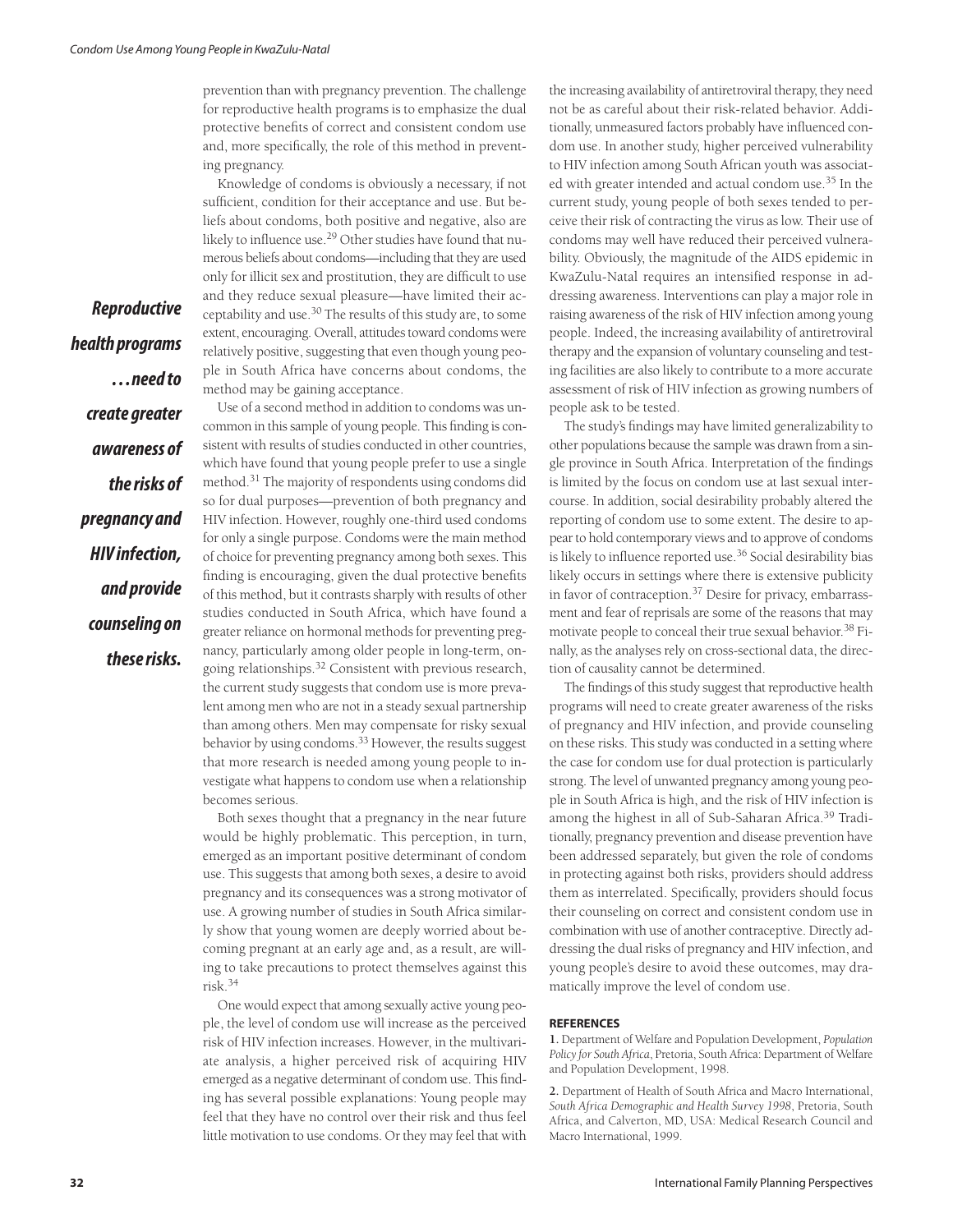prevention than with pregnancy prevention. The challenge for reproductive health programs is to emphasize the dual protective benefits of correct and consistent condom use and, more specifically, the role of this method in preventing pregnancy.

Knowledge of condoms is obviously a necessary, if not sufficient, condition for their acceptance and use. But beliefs about condoms, both positive and negative, also are likely to influence use.[29] Other studies have found that numerous beliefs about condoms—including that they are used only for illicit sex and prostitution, they are difficult to use and they reduce sexual pleasure—have limited their acceptability and use.[30] The results of this study are, to some extent, encouraging. Overall, attitudes toward condoms were relatively positive, suggesting that even though young people in South Africa have concerns about condoms, the method may be gaining acceptance.

***Reproductive health programs …need to create greater awareness of the risks of pregnancy and HIV infection, and provide counseling on these risks.***

Use of a second method in addition to condoms was uncommon in this sample of young people. This finding is consistent with results of studies conducted in other countries, which have found that young people prefer to use a single method.[31] The majority of respondents using condoms did so for dual purposes—prevention of both pregnancy and HIV infection. However, roughly one-third used condoms for only a single purpose. Condoms were the main method of choice for preventing pregnancy among both sexes. This finding is encouraging, given the dual protective benefits of this method, but it contrasts sharply with results of other studies conducted in South Africa, which have found a greater reliance on hormonal methods for preventing pregnancy, particularly among older people in long-term, ongoing relationships.[32] Consistent with previous research, the current study suggests that condom use is more prevalent among men who are not in a steady sexual partnership than among others. Men may compensate for risky sexual behavior by using condoms.[33] However, the results suggest that more research is needed among young people to investigate what happens to condom use when a relationship becomes serious.

Both sexes thought that a pregnancy in the near future would be highly problematic. This perception, in turn, emerged as an important positive determinant of condom use. This suggests that among both sexes, a desire to avoid pregnancy and its consequences was a strong motivator of use. A growing number of studies in South Africa similarly show that young women are deeply worried about becoming pregnant at an early age and, as a result, are willing to take precautions to protect themselves against this risk.[34]

One would expect that among sexually active young people, the level of condom use will increase as the perceived risk of HIV infection increases. However, in the multivariate analysis, a higher perceived risk of acquiring HIV emerged as a negative determinant of condom use. This finding has several possible explanations: Young people may feel that they have no control over their risk and thus feel little motivation to use condoms. Or they may feel that with the increasing availability of antiretroviral therapy, they need not be as careful about their risk-related behavior. Additionally, unmeasured factors probably have influenced condom use. In another study, higher perceived vulnerability to HIV infection among South African youth was associated with greater intended and actual condom use.[35] In the current study, young people of both sexes tended to perceive their risk of contracting the virus as low. Their use of condoms may well have reduced their perceived vulnerability. Obviously, the magnitude of the AIDS epidemic in KwaZulu-Natal requires an intensified response in addressing awareness. Interventions can play a major role in raising awareness of the risk of HIV infection among young people. Indeed, the increasing availability of antiretroviral therapy and the expansion of voluntary counseling and testing facilities are also likely to contribute to a more accurate assessment of risk of HIV infection as growing numbers of people ask to be tested.

The study's findings may have limited generalizability to other populations because the sample was drawn from a single province in South Africa. Interpretation of the findings is limited by the focus on condom use at last sexual intercourse. In addition, social desirability probably altered the reporting of condom use to some extent. The desire to appear to hold contemporary views and to approve of condoms is likely to influence reported use.[36] Social desirability bias likely occurs in settings where there is extensive publicity in favor of contraception.[37] Desire for privacy, embarrassment and fear of reprisals are some of the reasons that may motivate people to conceal their true sexual behavior.[38] Finally, as the analyses rely on cross-sectional data, the direction of causality cannot be determined.

The findings of this study suggest that reproductive health programs will need to create greater awareness of the risks of pregnancy and HIV infection, and provide counseling on these risks. This study was conducted in a setting where the case for condom use for dual protection is particularly strong. The level of unwanted pregnancy among young people in South Africa is high, and the risk of HIV infection is among the highest in all of Sub-Saharan Africa.[39] Traditionally, pregnancy prevention and disease prevention have been addressed separately, but given the role of condoms in protecting against both risks, providers should address them as interrelated. Specifically, providers should focus their counseling on correct and consistent condom use in combination with use of another contraceptive. Directly addressing the dual risks of pregnancy and HIV infection, and young people's desire to avoid these outcomes, may dramatically improve the level of condom use.

## REFERENCES

**1.** Department of Welfare and Population Development, *Population Policy for South Africa*, Pretoria, South Africa: Department of Welfare and Population Development, 1998.

**2.** Department of Health of South Africa and Macro International, *South Africa Demographic and Health Survey 1998*, Pretoria, South Africa, and Calverton, MD, USA: Medical Research Council and Macro International, 1999.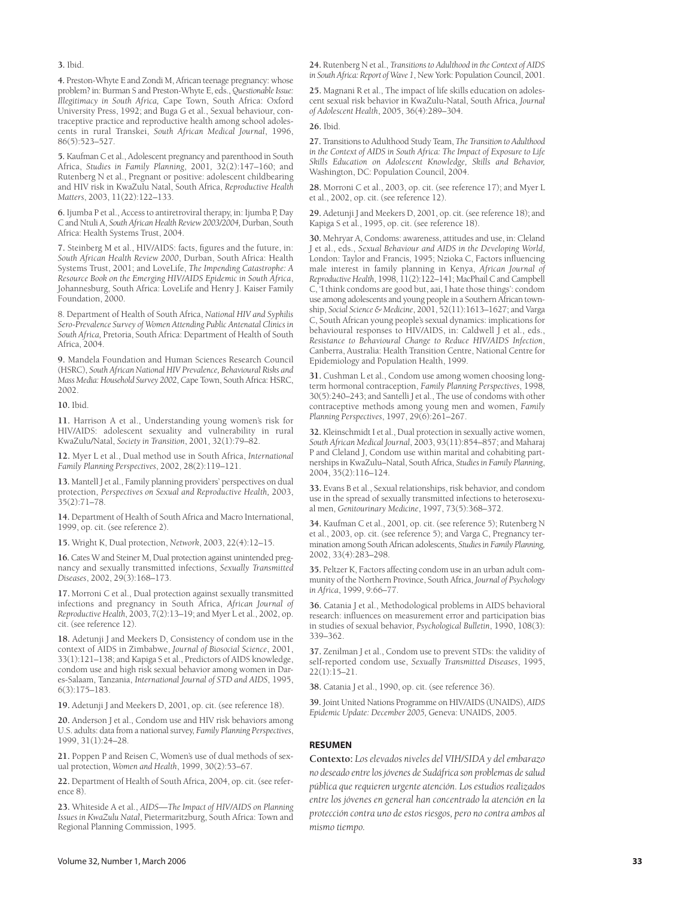**3.** Ibid.

**4.** Preston-Whyte E and Zondi M, African teenage pregnancy: whose problem? in: Burman S and Preston-Whyte E, eds., *Questionable Issue: Illegitimacy in South Africa,* Cape Town, South Africa: Oxford University Press, 1992; and Buga G et al., Sexual behaviour, contraceptive practice and reproductive health among school adolescents in rural Transkei, *South African Medical Journal*, 1996, 86(5):523–527.

**5.** Kaufman C et al., Adolescent pregnancy and parenthood in South Africa, *Studies in Family Planning*, 2001, 32(2):147–160; and Rutenberg N et al., Pregnant or positive: adolescent childbearing and HIV risk in KwaZulu Natal, South Africa, *Reproductive Health Matters*, 2003, 11(22):122–133.

**6.** Ijumba P et al., Access to antiretroviral therapy, in: Ijumba P, Day C and Ntuli A, *South African Health Review 2003/2004,* Durban, South Africa: Health Systems Trust, 2004.

**7.** Steinberg M et al., HIV/AIDS: facts, figures and the future, in: *South African Health Review 2000*, Durban, South Africa: Health Systems Trust, 2001; and LoveLife, *The Impending Catastrophe: A Resource Book on the Emerging HIV/AIDS Epidemic in South Africa*, Johannesburg, South Africa: LoveLife and Henry J. Kaiser Family Foundation, 2000.

8. Department of Health of South Africa, *National HIV and Syphilis Sero-Prevalence Survey of Women Attending Public Antenatal Clinics in South Africa,* Pretoria, South Africa: Department of Health of South Africa, 2004.

**9.** Mandela Foundation and Human Sciences Research Council (HSRC), *South African National HIV Prevalence, Behavioural Risks and Mass Media: Household Survey 2002*, Cape Town, South Africa: HSRC, 2002.

**10.** Ibid.

**11.** Harrison A et al., Understanding young women's risk for HIV/AIDS: adolescent sexuality and vulnerability in rural KwaZulu/Natal, *Society in Transition*, 2001, 32(1):79–82.

**12.** Myer L et al., Dual method use in South Africa, *International Family Planning Perspectives*, 2002, 28(2):119–121.

**13.** Mantell J et al., Family planning providers' perspectives on dual protection, *Perspectives on Sexual and Reproductive Health,* 2003, 35(2):71–78.

**14.** Department of Health of South Africa and Macro International, 1999, op. cit. (see reference 2).

**15.** Wright K, Dual protection, *Network*, 2003, 22(4):12–15.

**16.** Cates W and Steiner M, Dual protection against unintended pregnancy and sexually transmitted infections, *Sexually Transmitted Diseases*, 2002, 29(3):168–173.

**17.** Morroni C et al., Dual protection against sexually transmitted infections and pregnancy in South Africa, *African Journal of Reproductive Health*, 2003, 7(2):13–19; and Myer L et al., 2002, op. cit. (see reference 12).

**18.** Adetunji J and Meekers D, Consistency of condom use in the context of AIDS in Zimbabwe, *Journal of Biosocial Science*, 2001, 33(1):121–138; and Kapiga S et al., Predictors of AIDS knowledge, condom use and high risk sexual behavior among women in Dar-es-Salaam, Tanzania, *International Journal of STD and AIDS*, 1995, 6(3):175–183.

**19.** Adetunji J and Meekers D, 2001, op. cit. (see reference 18).

**20.** Anderson J et al., Condom use and HIV risk behaviors among U.S. adults: data from a national survey, *Family Planning Perspectives*, 1999, 31(1):24–28.

**21.** Poppen P and Reisen C, Women's use of dual methods of sexual protection, *Women and Health*, 1999, 30(2):53–67.

**22.** Department of Health of South Africa, 2004, op. cit. (see reference 8).

**23.** Whiteside A et al., *AIDS—The Impact of HIV/AIDS on Planning Issues in KwaZulu Natal*, Pietermaritzburg, South Africa: Town and Regional Planning Commission, 1995.

**24.** Rutenberg N et al., *Transitions to Adulthood in the Context of AIDS in South Africa: Report of Wave 1*, New York: Population Council, 2001.

**25.** Magnani R et al., The impact of life skills education on adolescent sexual risk behavior in KwaZulu-Natal, South Africa, *Journal of Adolescent Health*, 2005, 36(4):289–304.

**26.** Ibid.

**27.** Transitions to Adulthood Study Team, *The Transition to Adulthood in the Context of AIDS in South Africa: The Impact of Exposure to Life Skills Education on Adolescent Knowledge, Skills and Behavior,* Washington, DC: Population Council, 2004.

**28.** Morroni C et al., 2003, op. cit. (see reference 17); and Myer L et al., 2002, op. cit. (see reference 12).

**29.** Adetunji J and Meekers D, 2001, op. cit. (see reference 18); and Kapiga S et al., 1995, op. cit. (see reference 18).

**30.** Mehryar A, Condoms: awareness, attitudes and use, in: Cleland J et al., eds., *Sexual Behaviour and AIDS in the Developing World,* London: Taylor and Francis, 1995; Nzioka C, Factors influencing male interest in family planning in Kenya, *African Journal of Reproductive Health*, 1998, 11(2):122–141; MacPhail C and Campbell C, 'I think condoms are good but, aai, I hate those things': condom use among adolescents and young people in a Southern African township, *Social Science & Medicine*, 2001, 52(11):1613–1627; and Varga C, South African young people's sexual dynamics: implications for behavioural responses to HIV/AIDS, in: Caldwell J et al., eds., *Resistance to Behavioural Change to Reduce HIV/AIDS Infection*, Canberra, Australia: Health Transition Centre, National Centre for Epidemiology and Population Health, 1999.

**31.** Cushman L et al., Condom use among women choosing long-term hormonal contraception, *Family Planning Perspectives*, 1998, 30(5):240–243; and Santelli J et al., The use of condoms with other contraceptive methods among young men and women, *Family Planning Perspectives*, 1997, 29(6):261–267.

**32.** Kleinschmidt I et al., Dual protection in sexually active women, *South African Medical Journal*, 2003, 93(11):854–857; and Maharaj P and Cleland J, Condom use within marital and cohabiting partnerships in KwaZulu–Natal, South Africa, *Studies in Family Planning*, 2004, 35(2):116–124.

**33.** Evans B et al., Sexual relationships, risk behavior, and condom use in the spread of sexually transmitted infections to heterosexual men, *Genitourinary Medicine*, 1997, 73(5):368–372.

**34.** Kaufman C et al., 2001, op. cit. (see reference 5); Rutenberg N et al., 2003, op. cit. (see reference 5); and Varga C, Pregnancy termination among South African adolescents, *Studies in Family Planning,* 2002, 33(4):283–298.

**35.** Peltzer K, Factors affecting condom use in an urban adult community of the Northern Province, South Africa, *Journal of Psychology in Africa*, 1999, 9:66–77.

**36.** Catania J et al., Methodological problems in AIDS behavioral research: influences on measurement error and participation bias in studies of sexual behavior, *Psychological Bulletin*, 1990, 108(3): 339–362.

**37.** Zenilman J et al., Condom use to prevent STDs: the validity of self-reported condom use, *Sexually Transmitted Diseases*, 1995, 22(1):15–21.

**38.** Catania J et al., 1990, op. cit. (see reference 36).

**39.** Joint United Nations Programme on HIV/AIDS (UNAIDS), *AIDS Epidemic Update: December 2005,* Geneva: UNAIDS, 2005.

## RESUMEN

**Contexto:** *Los elevados niveles del VIH/SIDA y del embarazo no deseado entre los jóvenes de Sudáfrica son problemas de salud pública que requieren urgente atención. Los estudios realizados entre los jóvenes en general han concentrado la atención en la protección contra uno de estos riesgos, pero no contra ambos al mismo tiempo.*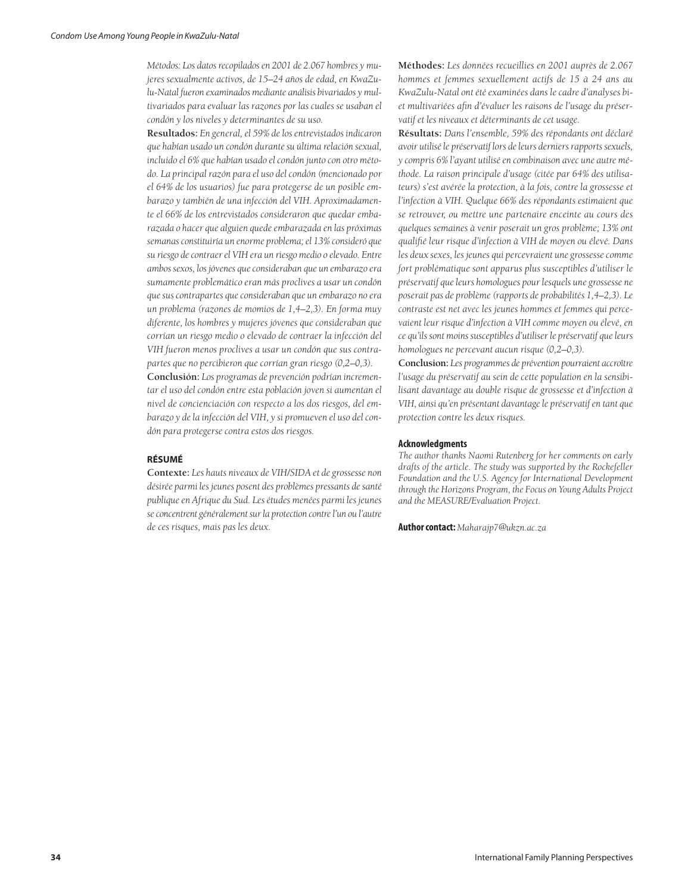*Métodos: Los datos recopilados en 2001 de 2.067 hombres y mujeres sexualmente activos, de 15–24 años de edad, en KwaZulu-Natal fueron examinados mediante análisis bivariados y multivariados para evaluar las razones por las cuales se usaban el condón y los niveles y determinantes de su uso.*

**Resultados:** *En general, el 59% de los entrevistados indicaron que habían usado un condón durante su última relación sexual, incluido el 6% que habían usado el condón junto con otro método. La principal razón para el uso del condón (mencionado por el 64% de los usuarios) fue para protegerse de un posible embarazo y también de una infección del VIH. Aproximadamente el 66% de los entrevistados consideraron que quedar embarazada o hacer que alguien quede embarazada en las próximas semanas constituiría un enorme problema; el 13% consideró que su riesgo de contraer el VIH era un riesgo medio o elevado. Entre ambos sexos, los jóvenes que consideraban que un embarazo era sumamente problemático eran más proclives a usar un condón que sus contrapartes que consideraban que un embarazo no era un problema (razones de momios de 1,4–2,3). En forma muy diferente, los hombres y mujeres jóvenes que consideraban que corrían un riesgo medio o elevado de contraer la infección del VIH fueron menos proclives a usar un condón que sus contrapartes que no percibieron que corrían gran riesgo (0,2–0,3).*

**Conclusión:** *Los programas de prevención podrían incrementar el uso del condón entre esta población joven si aumentan el nivel de concienciación con respecto a los dos riesgos, del embarazo y de la infección del VIH, y si promueven el uso del condón para protegerse contra estos dos riesgos.*

## RÉSUMÉ

**Contexte:** *Les hauts niveaux de VIH/SIDA et de grossesse non désirée parmi les jeunes posent des problèmes pressants de santé publique en Afrique du Sud. Les études menées parmi les jeunes se concentrent généralement sur la protection contre l'un ou l'autre de ces risques, mais pas les deux.*

**Méthodes:** *Les données recueillies en 2001 auprès de 2.067 hommes et femmes sexuellement actifs de 15 à 24 ans au KwaZulu-Natal ont été examinées dans le cadre d'analyses bi- et multivariées afin d'évaluer les raisons de l'usage du préservatif et les niveaux et déterminants de cet usage.*

**Résultats:** *Dans l'ensemble, 59% des répondants ont déclaré avoir utilisé le préservatif lors de leurs derniers rapports sexuels, y compris 6% l'ayant utilisé en combinaison avec une autre méthode. La raison principale d'usage (citée par 64% des utilisateurs) s'est avérée la protection, à la fois, contre la grossesse et l'infection à VIH. Quelque 66% des répondants estimaient que se retrouver, ou mettre une partenaire enceinte au cours des quelques semaines à venir poserait un gros problème; 13% ont qualifié leur risque d'infection à VIH de moyen ou élevé. Dans les deux sexes, les jeunes qui percevraient une grossesse comme fort problématique sont apparus plus susceptibles d'utiliser le préservatif que leurs homologues pour lesquels une grossesse ne poserait pas de problème (rapports de probabilités 1,4–2,3). Le contraste est net avec les jeunes hommes et femmes qui percevaient leur risque d'infection à VIH comme moyen ou élevé, en ce qu'ils sont moins susceptibles d'utiliser le préservatif que leurs homologues ne percevant aucun risque (0,2–0,3).*

**Conclusion:** *Les programmes de prévention pourraient accroître l'usage du préservatif au sein de cette population en la sensibilisant davantage au double risque de grossesse et d'infection à VIH, ainsi qu'en présentant davantage le préservatif en tant que protection contre les deux risques.*

### Acknowledgments

*The author thanks Naomi Rutenberg for her comments on early drafts of the article. The study was supported by the Rockefeller Foundation and the U.S. Agency for International Development through the Horizons Program, the Focus on Young Adults Project and the MEASURE/Evaluation Project.*

**Author contact:** *Maharajp7@ukzn.ac.za*